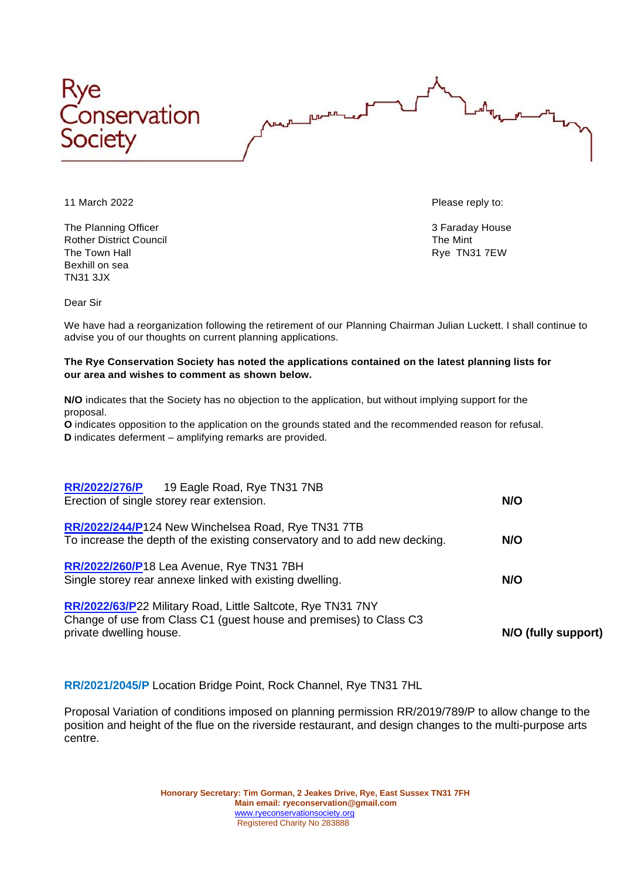# Rye Conservation Society

11 March 2022

Please reply to:

3 Faraday House
The Mint
Rye TN31 7EW

The Planning Officer
Rother District Council
The Town Hall
Bexhill on sea
TN31 3JX

Dear Sir

We have had a reorganization following the retirement of our Planning Chairman Julian Luckett. I shall continue to advise you of our thoughts on current planning applications.

**The Rye Conservation Society has noted the applications contained on the latest planning lists for our area and wishes to comment as shown below.**

**N/O** indicates that the Society has no objection to the application, but without implying support for the proposal.
**O** indicates opposition to the application on the grounds stated and the recommended reason for refusal.
**D** indicates deferment – amplifying remarks are provided.

**RR/2022/276/P** 19 Eagle Road, Rye TN31 7NB
Erection of single storey rear extension. **N/O**

**RR/2022/244/P** 124 New Winchelsea Road, Rye TN31 7TB
To increase the depth of the existing conservatory and to add new decking. **N/O**

**RR/2022/260/P** 18 Lea Avenue, Rye TN31 7BH
Single storey rear annexe linked with existing dwelling. **N/O**

**RR/2022/63/P** 22 Military Road, Little Saltcote, Rye TN31 7NY
Change of use from Class C1 (guest house and premises) to Class C3 private dwelling house. **N/O (fully support)**

**RR/2021/2045/P** Location Bridge Point, Rock Channel, Rye TN31 7HL

Proposal Variation of conditions imposed on planning permission RR/2019/789/P to allow change to the position and height of the flue on the riverside restaurant, and design changes to the multi-purpose arts centre.

**Honorary Secretary: Tim Gorman, 2 Jeakes Drive, Rye, East Sussex TN31 7FH**
**Main email: ryeconservation@gmail.com**
www.ryeconservationsociety.org
Registered Charity No 283888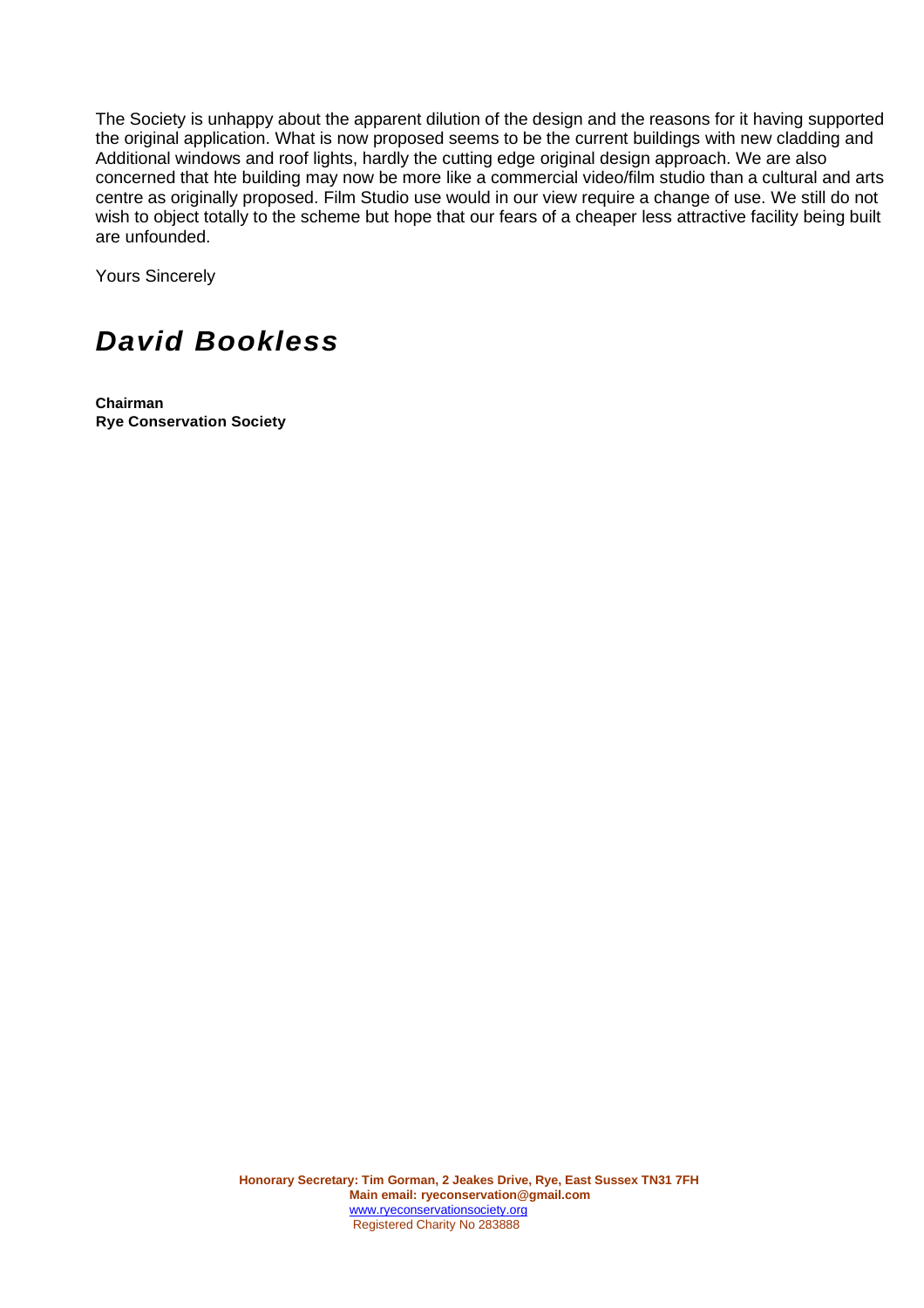The Society is unhappy about the apparent dilution of the design and the reasons for it having supported the original application. What is now proposed seems to be the current buildings with new cladding and Additional windows and roof lights, hardly the cutting edge original design approach. We are also concerned that hte building may now be more like a commercial video/film studio than a cultural and arts centre as originally proposed. Film Studio use would in our view require a change of use. We still do not wish to object totally to the scheme but hope that our fears of a cheaper less attractive facility being built are unfounded.

Yours Sincerely

***David Bookless***

**Chairman**
**Rye Conservation Society**

**Honorary Secretary: Tim Gorman, 2 Jeakes Drive, Rye, East Sussex TN31 7FH**
**Main email: ryeconservation@gmail.com**
www.ryeconservationsociety.org
Registered Charity No 283888